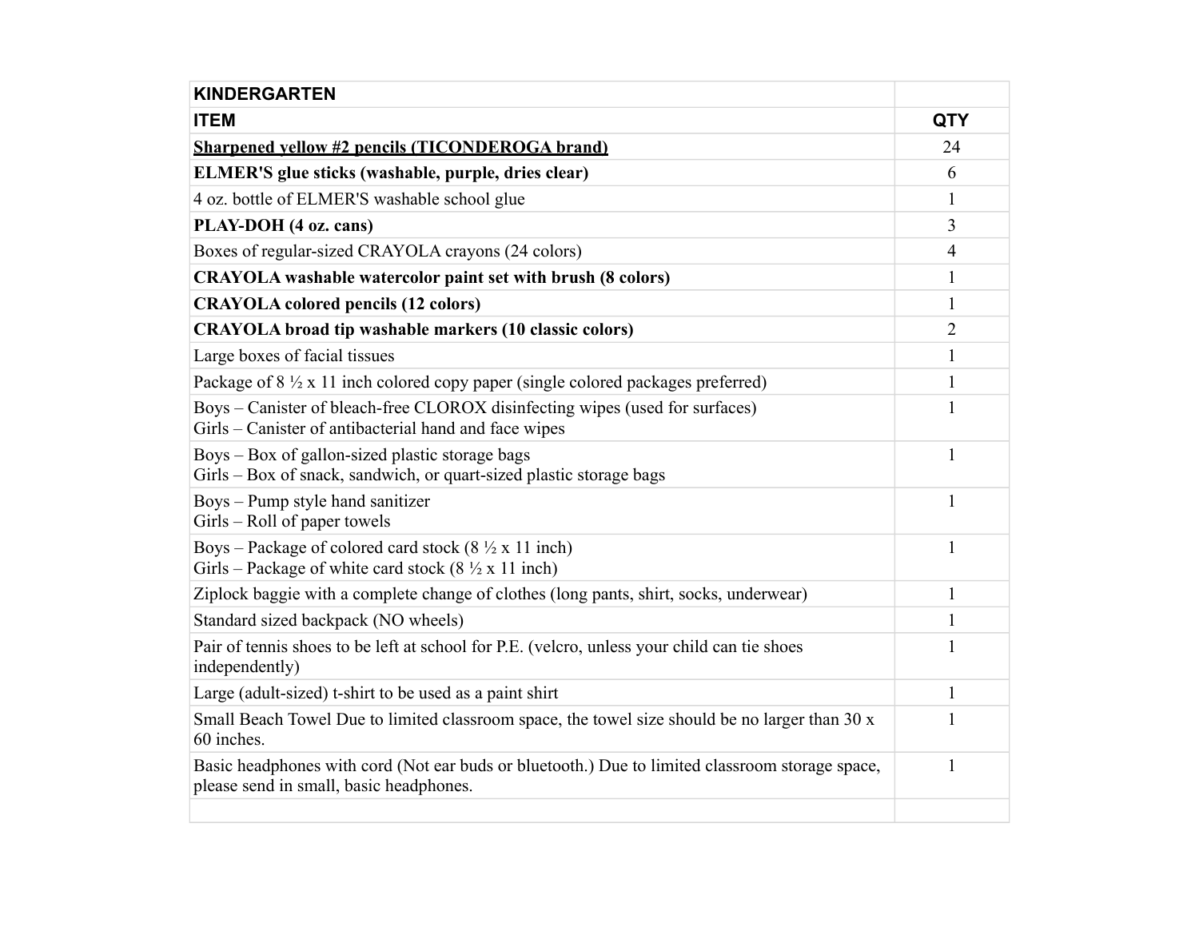| **KINDERGARTEN** | |
|---|---|
| **ITEM** | **QTY** |
| **Sharpened yellow #2 pencils (TICONDEROGA brand)** | 24 |
| **ELMER'S glue sticks (washable, purple, dries clear)** | 6 |
| 4 oz. bottle of ELMER'S washable school glue | 1 |
| **PLAY-DOH (4 oz. cans)** | 3 |
| Boxes of regular-sized CRAYOLA crayons (24 colors) | 4 |
| **CRAYOLA washable watercolor paint set with brush (8 colors)** | 1 |
| **CRAYOLA colored pencils (12 colors)** | 1 |
| **CRAYOLA broad tip washable markers (10 classic colors)** | 2 |
| Large boxes of facial tissues | 1 |
| Package of 8 ½ x 11 inch colored copy paper (single colored packages preferred) | 1 |
| Boys – Canister of bleach-free CLOROX disinfecting wipes (used for surfaces)<br>Girls – Canister of antibacterial hand and face wipes | 1 |
| Boys – Box of gallon-sized plastic storage bags<br>Girls – Box of snack, sandwich, or quart-sized plastic storage bags | 1 |
| Boys – Pump style hand sanitizer<br>Girls – Roll of paper towels | 1 |
| Boys – Package of colored card stock (8 ½ x 11 inch)<br>Girls – Package of white card stock (8 ½ x 11 inch) | 1 |
| Ziplock baggie with a complete change of clothes (long pants, shirt, socks, underwear) | 1 |
| Standard sized backpack (NO wheels) | 1 |
| Pair of tennis shoes to be left at school for P.E. (velcro, unless your child can tie shoes independently) | 1 |
| Large (adult-sized) t-shirt to be used as a paint shirt | 1 |
| Small Beach Towel Due to limited classroom space, the towel size should be no larger than 30 x 60 inches. | 1 |
| Basic headphones with cord (Not ear buds or bluetooth.) Due to limited classroom storage space, please send in small, basic headphones. | 1 |
| | |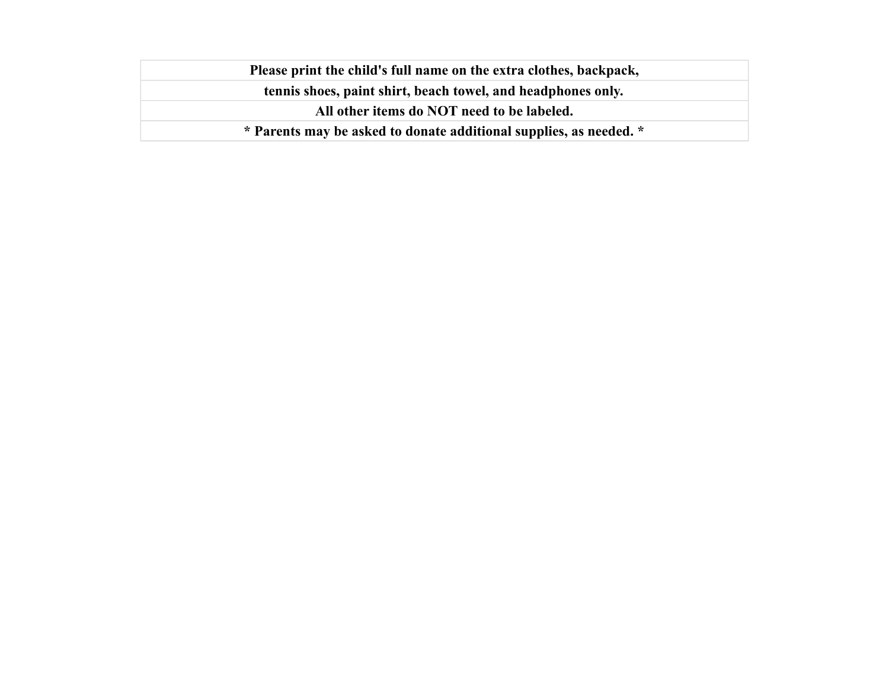| |
|---|
| **Please print the child's full name on the extra clothes, backpack,** |
| **tennis shoes, paint shirt, beach towel, and headphones only.** |
| **All other items do NOT need to be labeled.** |
| **\* Parents may be asked to donate additional supplies, as needed. \*** |